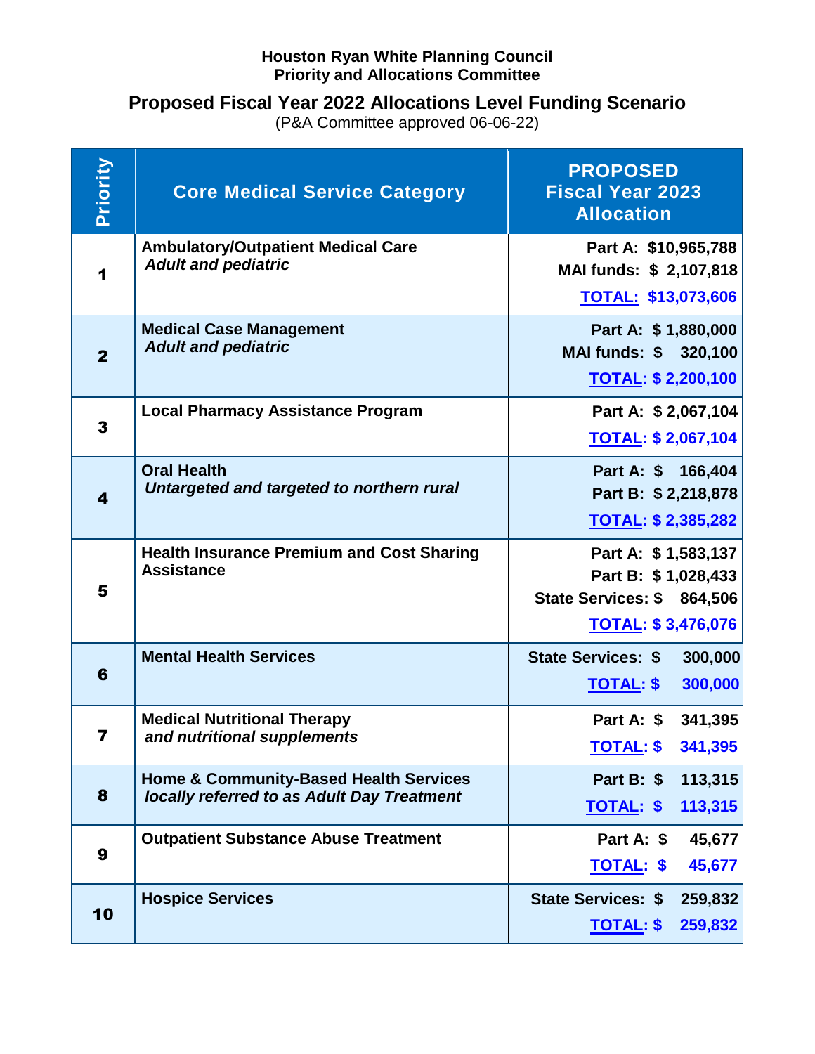**Houston Ryan White Planning Council**
**Priority and Allocations Committee**

## Proposed Fiscal Year 2022 Allocations Level Funding Scenario

(P&A Committee approved 06-06-22)

| Priority | Core Medical Service Category | PROPOSED Fiscal Year 2023 Allocation |
|---|---|---|
| 1 | **Ambulatory/Outpatient Medical Care** *Adult and pediatric* | Part A: $10,965,788<br>MAI funds: $ 2,107,818<br>TOTAL: $13,073,606 |
| 2 | **Medical Case Management** *Adult and pediatric* | Part A: $ 1,880,000<br>MAI funds: $ 320,100<br>TOTAL: $ 2,200,100 |
| 3 | **Local Pharmacy Assistance Program** | Part A: $ 2,067,104<br>TOTAL: $ 2,067,104 |
| 4 | **Oral Health** *Untargeted and targeted to northern rural* | Part A: $ 166,404<br>Part B: $ 2,218,878<br>TOTAL: $ 2,385,282 |
| 5 | **Health Insurance Premium and Cost Sharing Assistance** | Part A: $ 1,583,137<br>Part B: $ 1,028,433<br>State Services: $ 864,506<br>TOTAL: $ 3,476,076 |
| 6 | **Mental Health Services** | State Services: $ 300,000<br>TOTAL: $ 300,000 |
| 7 | **Medical Nutritional Therapy** *and nutritional supplements* | Part A: $ 341,395<br>TOTAL: $ 341,395 |
| 8 | **Home & Community-Based Health Services** *locally referred to as Adult Day Treatment* | Part B: $ 113,315<br>TOTAL: $ 113,315 |
| 9 | **Outpatient Substance Abuse Treatment** | Part A: $ 45,677<br>TOTAL: $ 45,677 |
| 10 | **Hospice Services** | State Services: $ 259,832<br>TOTAL: $ 259,832 |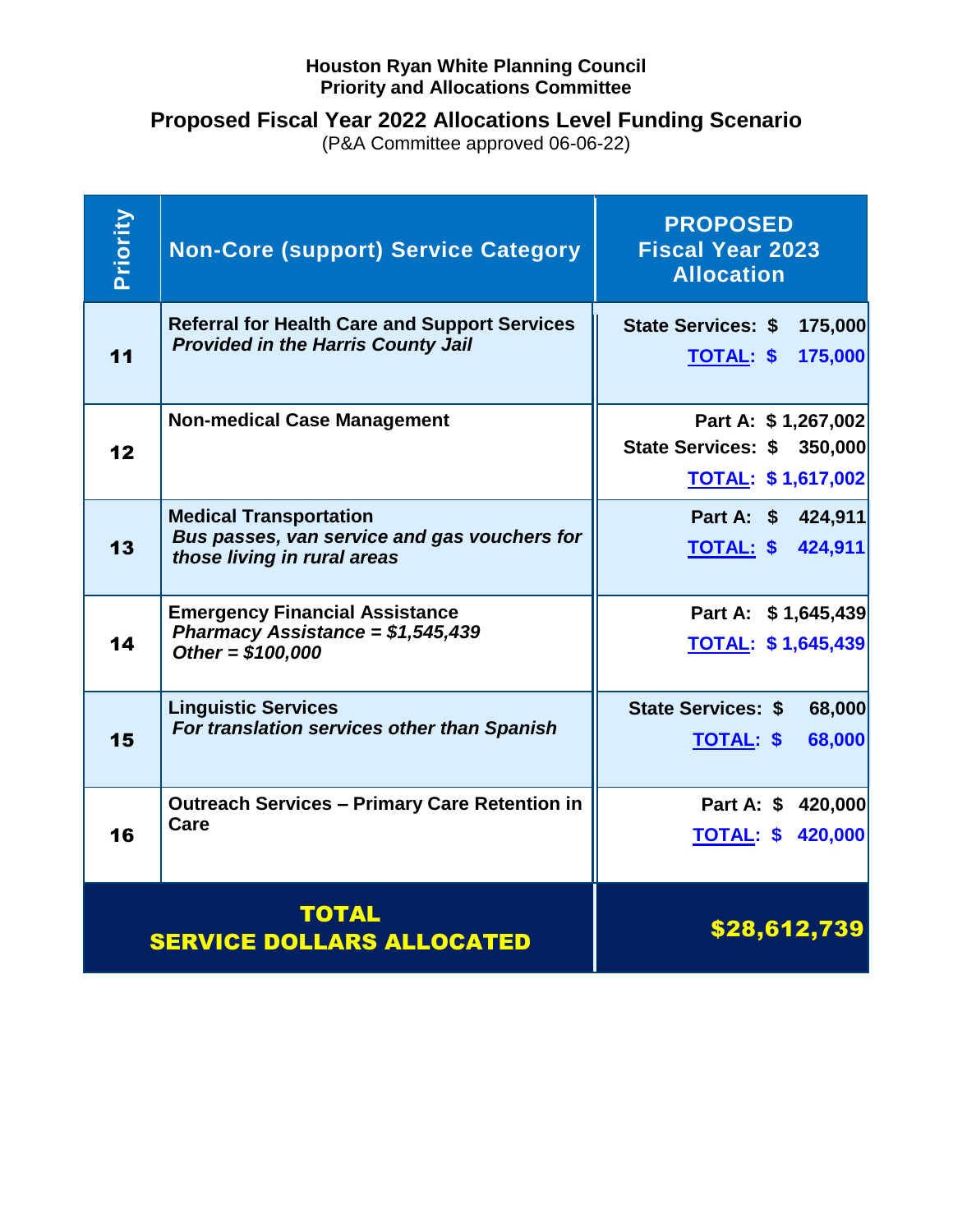**Houston Ryan White Planning Council**
**Priority and Allocations Committee**

## Proposed Fiscal Year 2022 Allocations Level Funding Scenario

(P&A Committee approved 06-06-22)

| Priority | Non-Core (support) Service Category | PROPOSED Fiscal Year 2023 Allocation |
|---|---|---|
| 11 | **Referral for Health Care and Support Services** ***Provided in the Harris County Jail*** | **State Services: $ 175,000**<br>**TOTAL: $ 175,000** |
| 12 | **Non-medical Case Management** | **Part A: $ 1,267,002**<br>**State Services: $ 350,000**<br>**TOTAL: $ 1,617,002** |
| 13 | **Medical Transportation** ***Bus passes, van service and gas vouchers for those living in rural areas*** | **Part A: $ 424,911**<br>**TOTAL: $ 424,911** |
| 14 | **Emergency Financial Assistance** ***Pharmacy Assistance = $1,545,439*** ***Other = $100,000*** | **Part A: $ 1,645,439**<br>**TOTAL: $ 1,645,439** |
| 15 | **Linguistic Services** ***For translation services other than Spanish*** | **State Services: $ 68,000**<br>**TOTAL: $ 68,000** |
| 16 | **Outreach Services – Primary Care Retention in Care** | **Part A: $ 420,000**<br>**TOTAL: $ 420,000** |
| **TOTAL SERVICE DOLLARS ALLOCATED** | | **$28,612,739** |